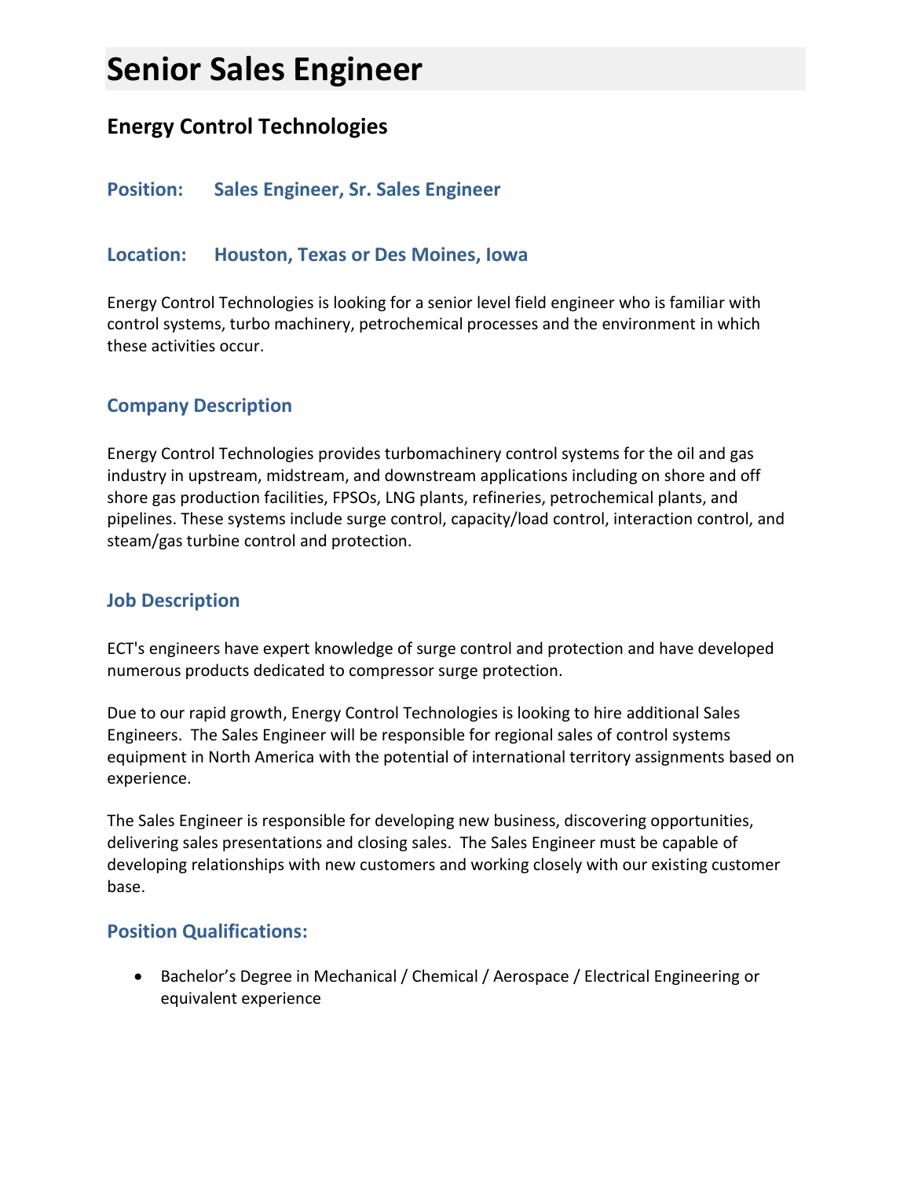# Senior Sales Engineer

## Energy Control Technologies

### Position: Sales Engineer, Sr. Sales Engineer

### Location: Houston, Texas or Des Moines, Iowa

Energy Control Technologies is looking for a senior level field engineer who is familiar with control systems, turbo machinery, petrochemical processes and the environment in which these activities occur.

### Company Description

Energy Control Technologies provides turbomachinery control systems for the oil and gas industry in upstream, midstream, and downstream applications including on shore and off shore gas production facilities, FPSOs, LNG plants, refineries, petrochemical plants, and pipelines. These systems include surge control, capacity/load control, interaction control, and steam/gas turbine control and protection.

### Job Description

ECT's engineers have expert knowledge of surge control and protection and have developed numerous products dedicated to compressor surge protection.

Due to our rapid growth, Energy Control Technologies is looking to hire additional Sales Engineers. The Sales Engineer will be responsible for regional sales of control systems equipment in North America with the potential of international territory assignments based on experience.

The Sales Engineer is responsible for developing new business, discovering opportunities, delivering sales presentations and closing sales. The Sales Engineer must be capable of developing relationships with new customers and working closely with our existing customer base.

### Position Qualifications:

- Bachelor's Degree in Mechanical / Chemical / Aerospace / Electrical Engineering or equivalent experience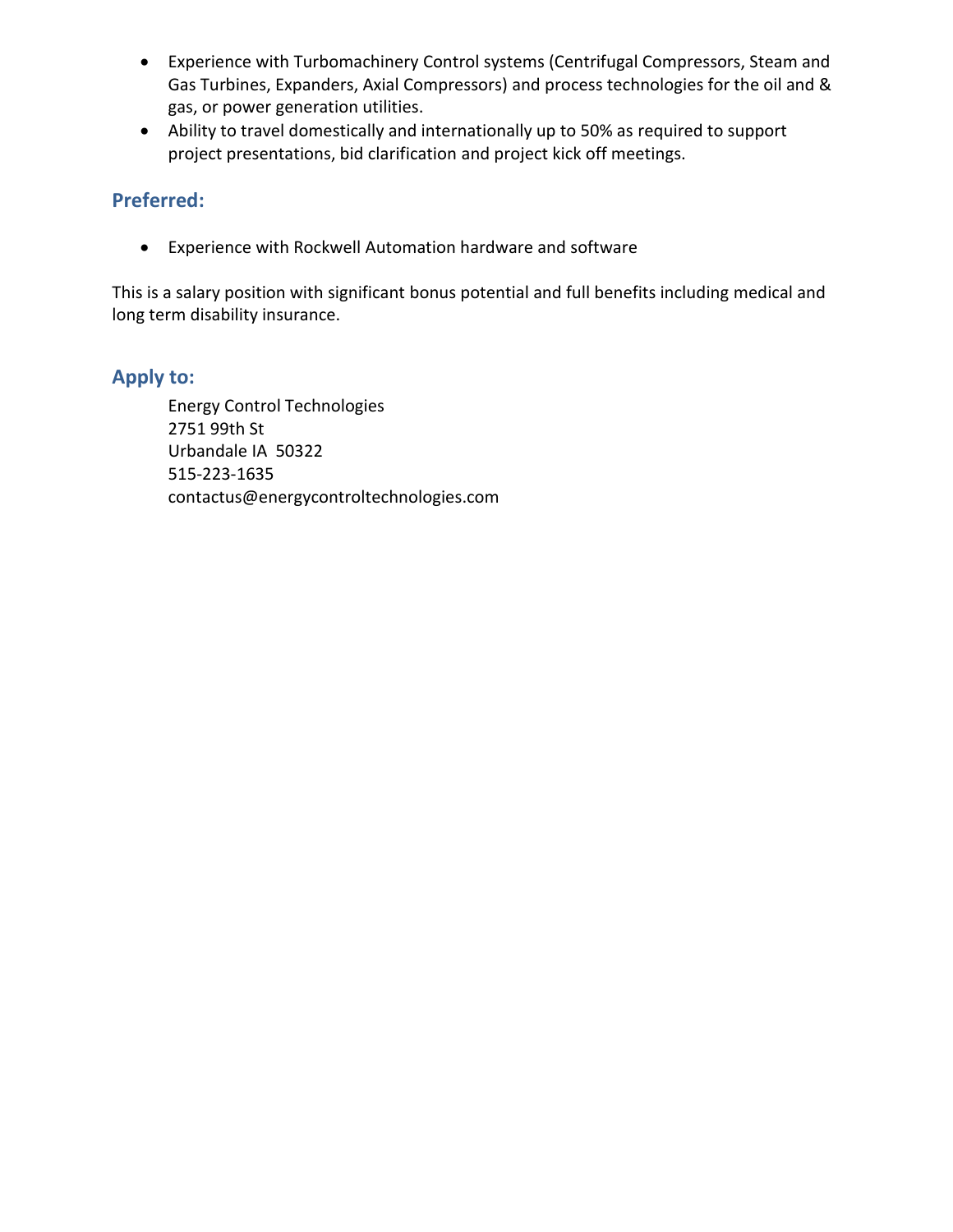- Experience with Turbomachinery Control systems (Centrifugal Compressors, Steam and Gas Turbines, Expanders, Axial Compressors) and process technologies for the oil and & gas, or power generation utilities.
- Ability to travel domestically and internationally up to 50% as required to support project presentations, bid clarification and project kick off meetings.

## Preferred:

- Experience with Rockwell Automation hardware and software

This is a salary position with significant bonus potential and full benefits including medical and long term disability insurance.

## Apply to:

Energy Control Technologies
2751 99th St
Urbandale IA 50322
515-223-1635
contactus@energycontroltechnologies.com